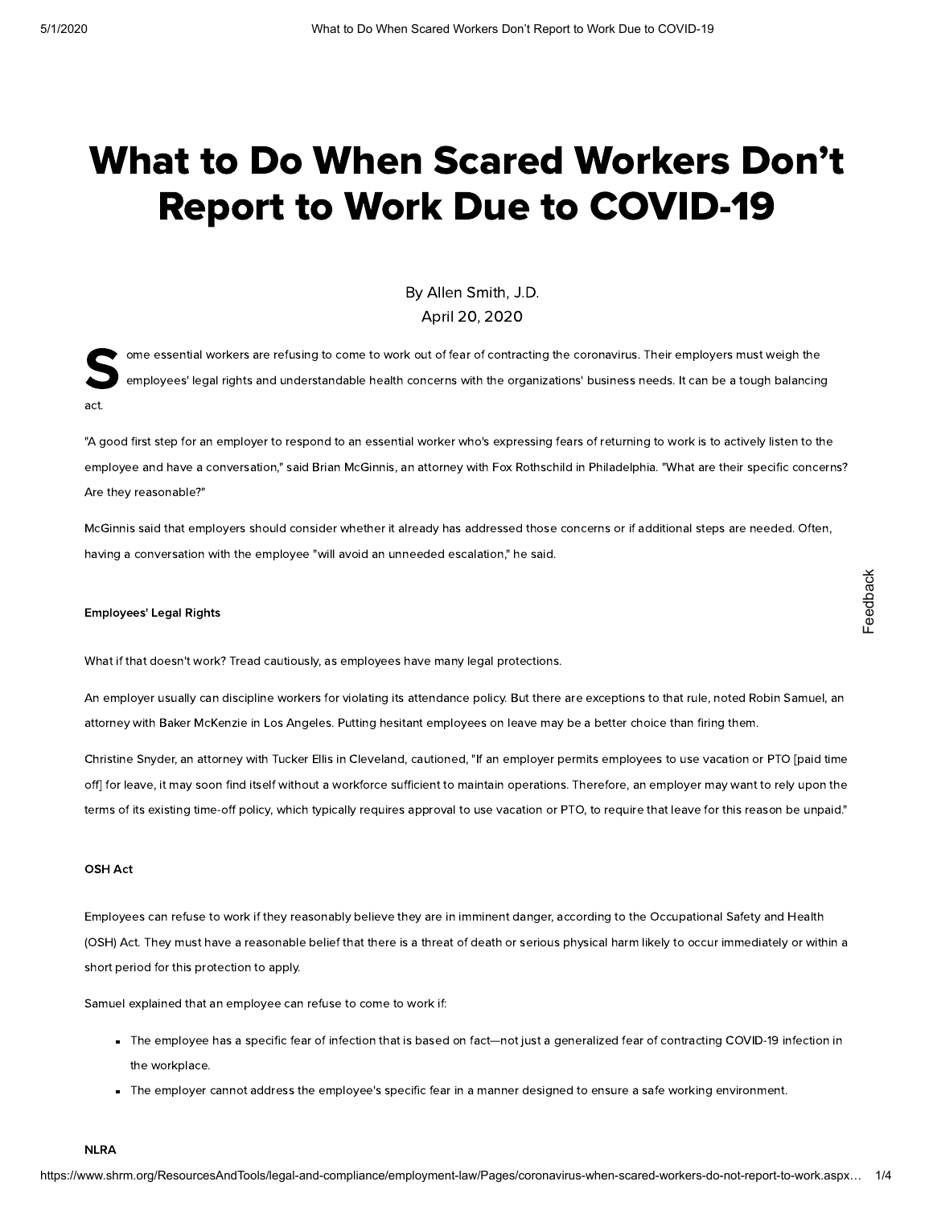# What to Do When Scared Workers Don't Report to Work Due to COVID-19

By Allen Smith, J.D.
April 20, 2020

Some essential workers are refusing to come to work out of fear of contracting the coronavirus. Their employers must weigh the employees' legal rights and understandable health concerns with the organizations' business needs. It can be a tough balancing act.

"A good first step for an employer to respond to an essential worker who's expressing fears of returning to work is to actively listen to the employee and have a conversation," said Brian McGinnis, an attorney with Fox Rothschild in Philadelphia. "What are their specific concerns? Are they reasonable?"

McGinnis said that employers should consider whether it already has addressed those concerns or if additional steps are needed. Often, having a conversation with the employee "will avoid an unneeded escalation," he said.

### Employees' Legal Rights

What if that doesn't work? Tread cautiously, as employees have many legal protections.

An employer usually can discipline workers for violating its attendance policy. But there are exceptions to that rule, noted Robin Samuel, an attorney with Baker McKenzie in Los Angeles. Putting hesitant employees on leave may be a better choice than firing them.

Christine Snyder, an attorney with Tucker Ellis in Cleveland, cautioned, "If an employer permits employees to use vacation or PTO [paid time off] for leave, it may soon find itself without a workforce sufficient to maintain operations. Therefore, an employer may want to rely upon the terms of its existing time-off policy, which typically requires approval to use vacation or PTO, to require that leave for this reason be unpaid."

### OSH Act

Employees can refuse to work if they reasonably believe they are in imminent danger, according to the Occupational Safety and Health (OSH) Act. They must have a reasonable belief that there is a threat of death or serious physical harm likely to occur immediately or within a short period for this protection to apply.

Samuel explained that an employee can refuse to come to work if:

- The employee has a specific fear of infection that is based on fact—not just a generalized fear of contracting COVID-19 infection in the workplace.
- The employer cannot address the employee's specific fear in a manner designed to ensure a safe working environment.

### NLRA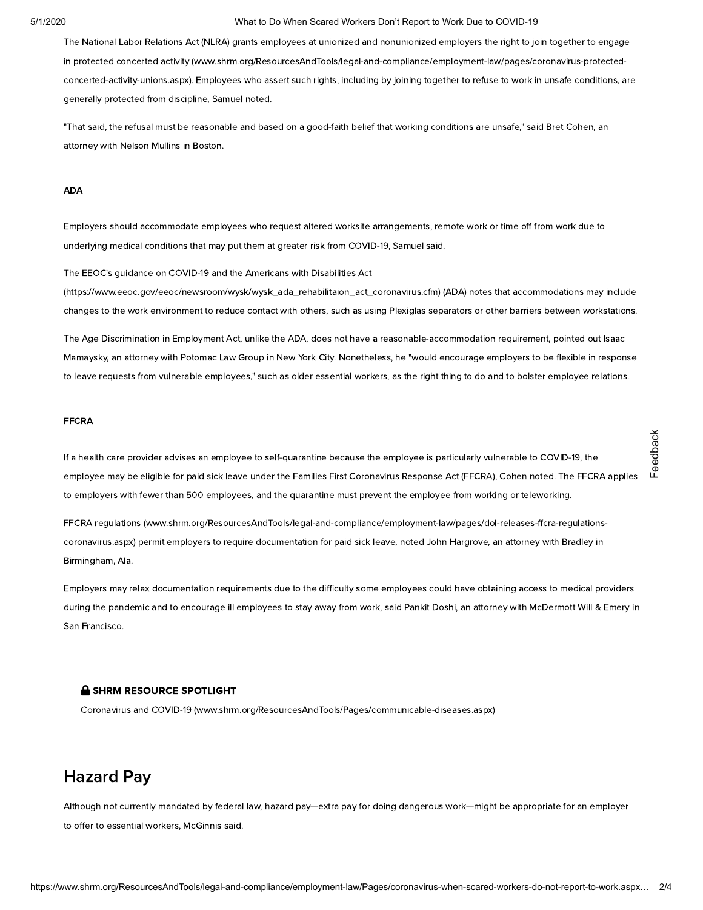The National Labor Relations Act (NLRA) grants employees at unionized and nonunionized employers the right to join together to engage in protected concerted activity (www.shrm.org/ResourcesAndTools/legal-and-compliance/employment-law/pages/coronavirus-protected-concerted-activity-unions.aspx). Employees who assert such rights, including by joining together to refuse to work in unsafe conditions, are generally protected from discipline, Samuel noted.

"That said, the refusal must be reasonable and based on a good-faith belief that working conditions are unsafe," said Bret Cohen, an attorney with Nelson Mullins in Boston.

#### ADA

Employers should accommodate employees who request altered worksite arrangements, remote work or time off from work due to underlying medical conditions that may put them at greater risk from COVID-19, Samuel said.

The EEOC's guidance on COVID-19 and the Americans with Disabilities Act (https://www.eeoc.gov/eeoc/newsroom/wysk/wysk_ada_rehabilitaion_act_coronavirus.cfm) (ADA) notes that accommodations may include changes to the work environment to reduce contact with others, such as using Plexiglas separators or other barriers between workstations.

The Age Discrimination in Employment Act, unlike the ADA, does not have a reasonable-accommodation requirement, pointed out Isaac Mamaysky, an attorney with Potomac Law Group in New York City. Nonetheless, he "would encourage employers to be flexible in response to leave requests from vulnerable employees," such as older essential workers, as the right thing to do and to bolster employee relations.

#### FFCRA

If a health care provider advises an employee to self-quarantine because the employee is particularly vulnerable to COVID-19, the employee may be eligible for paid sick leave under the Families First Coronavirus Response Act (FFCRA), Cohen noted. The FFCRA applies to employers with fewer than 500 employees, and the quarantine must prevent the employee from working or teleworking.

FFCRA regulations (www.shrm.org/ResourcesAndTools/legal-and-compliance/employment-law/pages/dol-releases-ffcra-regulations-coronavirus.aspx) permit employers to require documentation for paid sick leave, noted John Hargrove, an attorney with Bradley in Birmingham, Ala.

Employers may relax documentation requirements due to the difficulty some employees could have obtaining access to medical providers during the pandemic and to encourage ill employees to stay away from work, said Pankit Doshi, an attorney with McDermott Will & Emery in San Francisco.

**SHRM RESOURCE SPOTLIGHT**

Coronavirus and COVID-19 (www.shrm.org/ResourcesAndTools/Pages/communicable-diseases.aspx)

## Hazard Pay

Although not currently mandated by federal law, hazard pay—extra pay for doing dangerous work—might be appropriate for an employer to offer to essential workers, McGinnis said.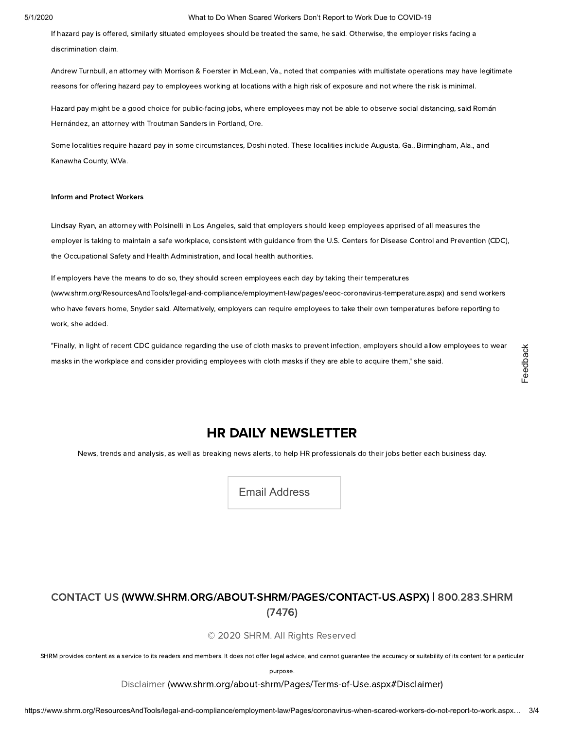If hazard pay is offered, similarly situated employees should be treated the same, he said. Otherwise, the employer risks facing a discrimination claim.

Andrew Turnbull, an attorney with Morrison & Foerster in McLean, Va., noted that companies with multistate operations may have legitimate reasons for offering hazard pay to employees working at locations with a high risk of exposure and not where the risk is minimal.

Hazard pay might be a good choice for public-facing jobs, where employees may not be able to observe social distancing, said Román Hernández, an attorney with Troutman Sanders in Portland, Ore.

Some localities require hazard pay in some circumstances, Doshi noted. These localities include Augusta, Ga., Birmingham, Ala., and Kanawha County, W.Va.

**Inform and Protect Workers**

Lindsay Ryan, an attorney with Polsinelli in Los Angeles, said that employers should keep employees apprised of all measures the employer is taking to maintain a safe workplace, consistent with guidance from the U.S. Centers for Disease Control and Prevention (CDC), the Occupational Safety and Health Administration, and local health authorities.

If employers have the means to do so, they should screen employees each day by taking their temperatures (www.shrm.org/ResourcesAndTools/legal-and-compliance/employment-law/pages/eeoc-coronavirus-temperature.aspx) and send workers who have fevers home, Snyder said. Alternatively, employers can require employees to take their own temperatures before reporting to work, she added.

"Finally, in light of recent CDC guidance regarding the use of cloth masks to prevent infection, employers should allow employees to wear masks in the workplace and consider providing employees with cloth masks if they are able to acquire them," she said.

## HR DAILY NEWSLETTER

News, trends and analysis, as well as breaking news alerts, to help HR professionals do their jobs better each business day.

Email Address

CONTACT US (WWW.SHRM.ORG/ABOUT-SHRM/PAGES/CONTACT-US.ASPX) | 800.283.SHRM (7476)

© 2020 SHRM. All Rights Reserved

SHRM provides content as a service to its readers and members. It does not offer legal advice, and cannot guarantee the accuracy or suitability of its content for a particular purpose.

Disclaimer (www.shrm.org/about-shrm/Pages/Terms-of-Use.aspx#Disclaimer)